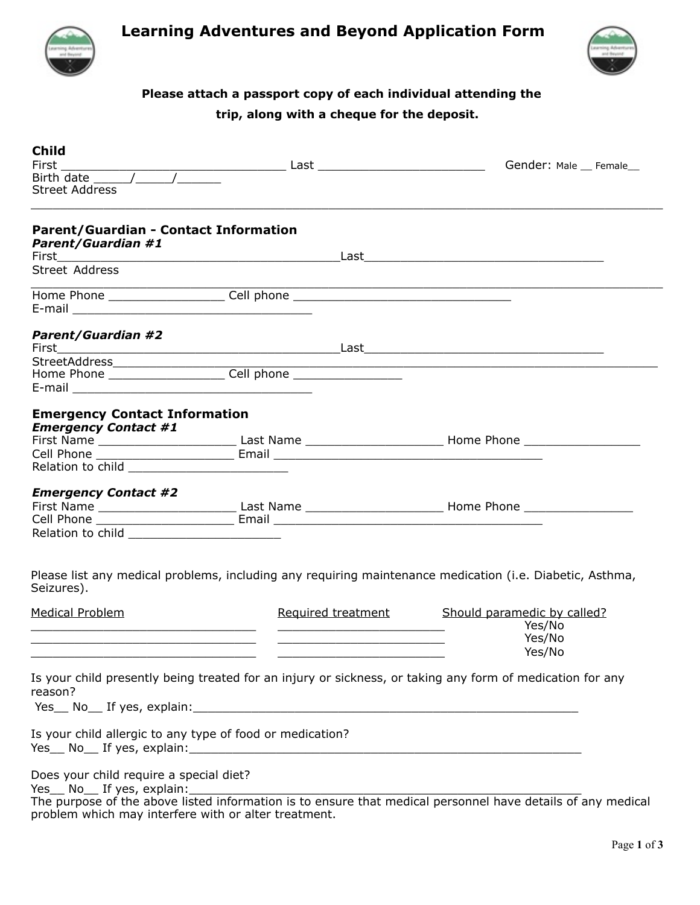# Learning Adventures and Beyond Application Form

**Please attach a passport copy of each individual attending the trip, along with a cheque for the deposit.**

## Child

First ________________________________ Last ________________________ Gender: Male __ Female__

Birth date _____/_____/______

Street Address

______________________________________________________________________________

## Parent/Guardian - Contact Information

### *Parent/Guardian #1*

First________________________________________Last__________________________________

Street Address

______________________________________________________________________________

Home Phone ________________ Cell phone _______________________________

E-mail __________________________________

### *Parent/Guardian #2*

First________________________________________Last__________________________________

StreetAddress_______________________________________________________________________

Home Phone ________________ Cell phone _______________

E-mail __________________________________

## Emergency Contact Information

### *Emergency Contact #1*

First Name ___________________ Last Name ___________________ Home Phone ________________

Cell Phone ___________________ Email ______________________________________

Relation to child ______________________

### *Emergency Contact #2*

First Name ___________________ Last Name ___________________ Home Phone _______________

Cell Phone ___________________ Email ______________________________________

Relation to child _____________________

Please list any medical problems, including any requiring maintenance medication (i.e. Diabetic, Asthma, Seizures).

| Medical Problem | Required treatment | Should paramedic by called? |
|---|---|---|
| ________________________________ | ________________________ | Yes/No |
| ________________________________ | ________________________ | Yes/No |
| ________________________________ | ________________________ | Yes/No |

Is your child presently being treated for an injury or sickness, or taking any form of medication for any reason?

Yes__ No__ If yes, explain:_______________________________________________________

Is your child allergic to any type of food or medication?

Yes__ No__ If yes, explain:_______________________________________________________

Does your child require a special diet?

Yes__ No__ If yes, explain:_______________________________________________________

The purpose of the above listed information is to ensure that medical personnel have details of any medical problem which may interfere with or alter treatment.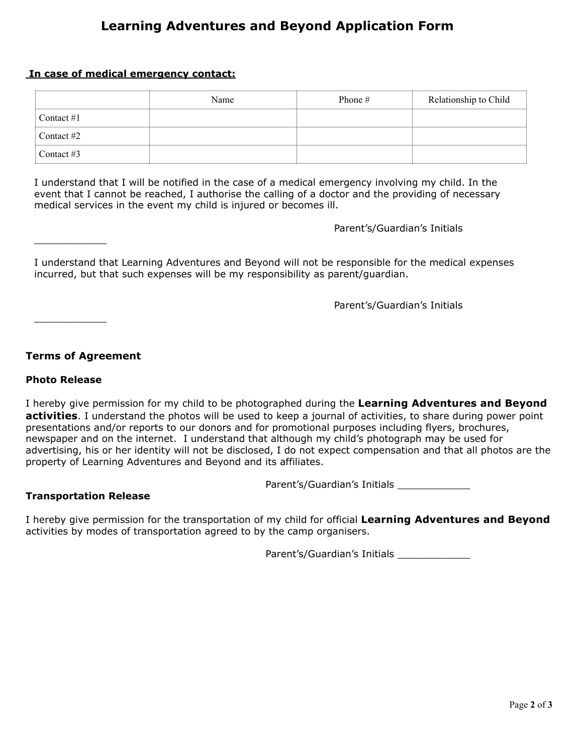# Learning Adventures and Beyond Application Form

**In case of medical emergency contact:**

| | Name | Phone # | Relationship to Child |
|---|---|---|---|
| Contact #1 | | | |
| Contact #2 | | | |
| Contact #3 | | | |

I understand that I will be notified in the case of a medical emergency involving my child. In the event that I cannot be reached, I authorise the calling of a doctor and the providing of necessary medical services in the event my child is injured or becomes ill.

Parent's/Guardian's Initials

____________

I understand that Learning Adventures and Beyond will not be responsible for the medical expenses incurred, but that such expenses will be my responsibility as parent/guardian.

Parent's/Guardian's Initials

____________

**Terms of Agreement**

**Photo Release**

I hereby give permission for my child to be photographed during the **Learning Adventures and Beyond activities**. I understand the photos will be used to keep a journal of activities, to share during power point presentations and/or reports to our donors and for promotional purposes including flyers, brochures, newspaper and on the internet. I understand that although my child's photograph may be used for advertising, his or her identity will not be disclosed, I do not expect compensation and that all photos are the property of Learning Adventures and Beyond and its affiliates.

Parent's/Guardian's Initials ____________

**Transportation Release**

I hereby give permission for the transportation of my child for official **Learning Adventures and Beyond** activities by modes of transportation agreed to by the camp organisers.

Parent's/Guardian's Initials ____________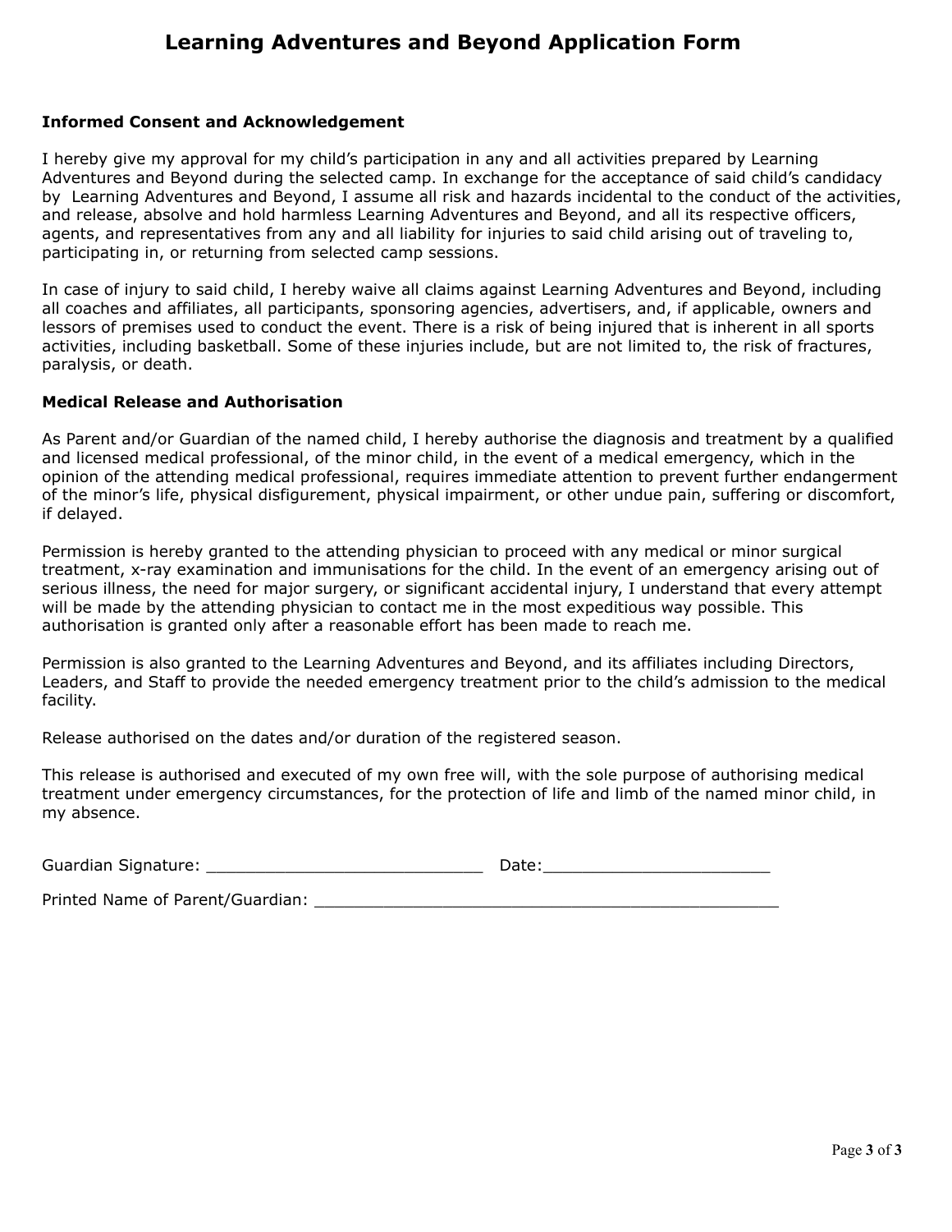# Learning Adventures and Beyond Application Form

**Informed Consent and Acknowledgement**

I hereby give my approval for my child's participation in any and all activities prepared by Learning Adventures and Beyond during the selected camp. In exchange for the acceptance of said child's candidacy by Learning Adventures and Beyond, I assume all risk and hazards incidental to the conduct of the activities, and release, absolve and hold harmless Learning Adventures and Beyond, and all its respective officers, agents, and representatives from any and all liability for injuries to said child arising out of traveling to, participating in, or returning from selected camp sessions.

In case of injury to said child, I hereby waive all claims against Learning Adventures and Beyond, including all coaches and affiliates, all participants, sponsoring agencies, advertisers, and, if applicable, owners and lessors of premises used to conduct the event. There is a risk of being injured that is inherent in all sports activities, including basketball. Some of these injuries include, but are not limited to, the risk of fractures, paralysis, or death.

**Medical Release and Authorisation**

As Parent and/or Guardian of the named child, I hereby authorise the diagnosis and treatment by a qualified and licensed medical professional, of the minor child, in the event of a medical emergency, which in the opinion of the attending medical professional, requires immediate attention to prevent further endangerment of the minor's life, physical disfigurement, physical impairment, or other undue pain, suffering or discomfort, if delayed.

Permission is hereby granted to the attending physician to proceed with any medical or minor surgical treatment, x-ray examination and immunisations for the child. In the event of an emergency arising out of serious illness, the need for major surgery, or significant accidental injury, I understand that every attempt will be made by the attending physician to contact me in the most expeditious way possible. This authorisation is granted only after a reasonable effort has been made to reach me.

Permission is also granted to the Learning Adventures and Beyond, and its affiliates including Directors, Leaders, and Staff to provide the needed emergency treatment prior to the child's admission to the medical facility.

Release authorised on the dates and/or duration of the registered season.

This release is authorised and executed of my own free will, with the sole purpose of authorising medical treatment under emergency circumstances, for the protection of life and limb of the named minor child, in my absence.

Guardian Signature: ____________________________ Date:_______________________

Printed Name of Parent/Guardian: ________________________________________________